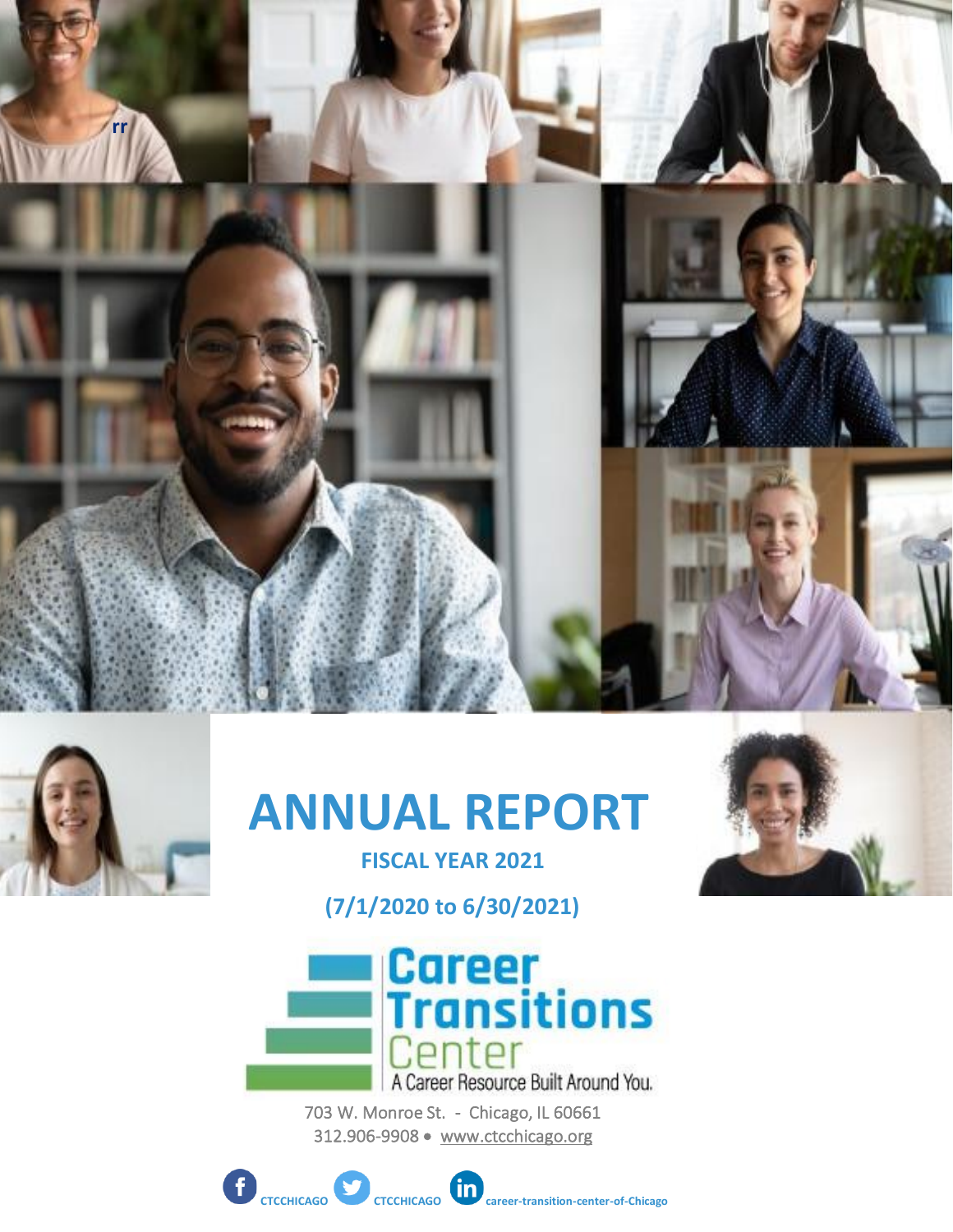rr

# ANNUAL REPORT

**FISCAL YEAR 2021**

**(7/1/2020 to 6/30/2021)**

Career Transitions Center

A Career Resource Built Around You.

703 W. Monroe St. - Chicago, IL 60661

312.906-9908 • www.ctcchicago.org

CTCCHICAGO CTCCHICAGO career-transition-center-of-Chicago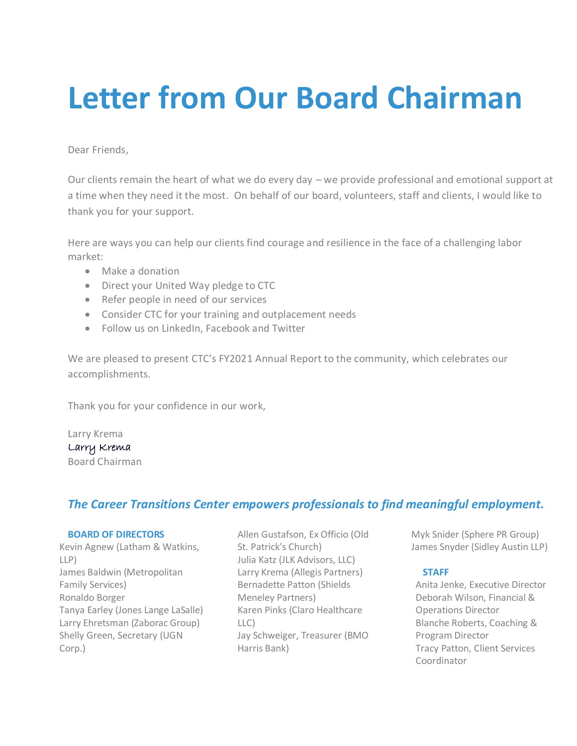# Letter from Our Board Chairman

Dear Friends,

Our clients remain the heart of what we do every day – we provide professional and emotional support at a time when they need it the most. On behalf of our board, volunteers, staff and clients, I would like to thank you for your support.

Here are ways you can help our clients find courage and resilience in the face of a challenging labor market:

- Make a donation
- Direct your United Way pledge to CTC
- Refer people in need of our services
- Consider CTC for your training and outplacement needs
- Follow us on LinkedIn, Facebook and Twitter

We are pleased to present CTC's FY2021 Annual Report to the community, which celebrates our accomplishments.

Thank you for your confidence in our work,

Larry Krema
Larry Krema
Board Chairman

***The Career Transitions Center empowers professionals to find meaningful employment.***

**BOARD OF DIRECTORS**

Kevin Agnew (Latham & Watkins, LLP)
James Baldwin (Metropolitan Family Services)
Ronaldo Borger
Tanya Earley (Jones Lange LaSalle)
Larry Ehretsman (Zaborac Group)
Shelly Green, Secretary (UGN Corp.)
Allen Gustafson, Ex Officio (Old St. Patrick's Church)
Julia Katz (JLK Advisors, LLC)
Larry Krema (Allegis Partners)
Bernadette Patton (Shields Meneley Partners)
Karen Pinks (Claro Healthcare LLC)
Jay Schweiger, Treasurer (BMO Harris Bank)
Myk Snider (Sphere PR Group)
James Snyder (Sidley Austin LLP)

**STAFF**

Anita Jenke, Executive Director
Deborah Wilson, Financial & Operations Director
Blanche Roberts, Coaching & Program Director
Tracy Patton, Client Services Coordinator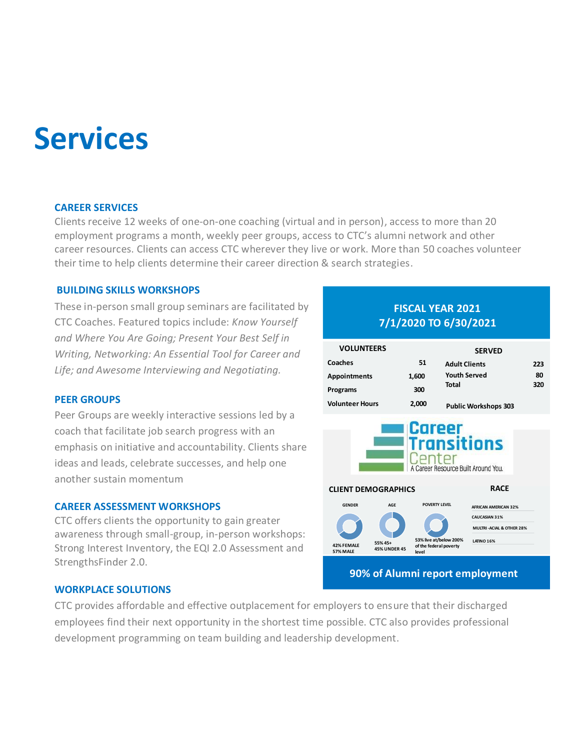# Services

### CAREER SERVICES

Clients receive 12 weeks of one-on-one coaching (virtual and in person), access to more than 20 employment programs a month, weekly peer groups, access to CTC's alumni network and other career resources. Clients can access CTC wherever they live or work. More than 50 coaches volunteer their time to help clients determine their career direction & search strategies.

### BUILDING SKILLS WORKSHOPS

These in-person small group seminars are facilitated by CTC Coaches. Featured topics include: *Know Yourself and Where You Are Going; Present Your Best Self in Writing, Networking: An Essential Tool for Career and Life; and Awesome Interviewing and Negotiating.*

### PEER GROUPS

Peer Groups are weekly interactive sessions led by a coach that facilitate job search progress with an emphasis on initiative and accountability. Clients share ideas and leads, celebrate successes, and help one another sustain momentum

### CAREER ASSESSMENT WORKSHOPS

CTC offers clients the opportunity to gain greater awareness through small-group, in-person workshops: Strong Interest Inventory, the EQI 2.0 Assessment and StrengthsFinder 2.0.

**FISCAL YEAR 2021**
**7/1/2020 TO 6/30/2021**

| VOLUNTEERS | | SERVED | |
|---|---|---|---|
| Coaches | 51 | Adult Clients | 223 |
| Appointments | 1,600 | Youth Served | 80 |
| Programs | 300 | Total | 320 |
| Volunteer Hours | 2,000 | Public Workshops 303 | |

Career Transitions Center
A Career Resource Built Around You.

**CLIENT DEMOGRAPHICS**

| GENDER | AGE | POVERTY LEVEL |
|---|---|---|
| 42% FEMALE<br>57% MALE | 55% 45+<br>45% UNDER 45 | 53% live at/below 200% of the federal poverty level |

**RACE**

- AFRICAN AMERICAN 32%
- CAUCASIAN 31%
- MULTRI-ACIAL & OTHER 28%
- LATINO 16%

**90% of Alumni report employment**

### WORKPLACE SOLUTIONS

CTC provides affordable and effective outplacement for employers to ensure that their discharged employees find their next opportunity in the shortest time possible. CTC also provides professional development programming on team building and leadership development.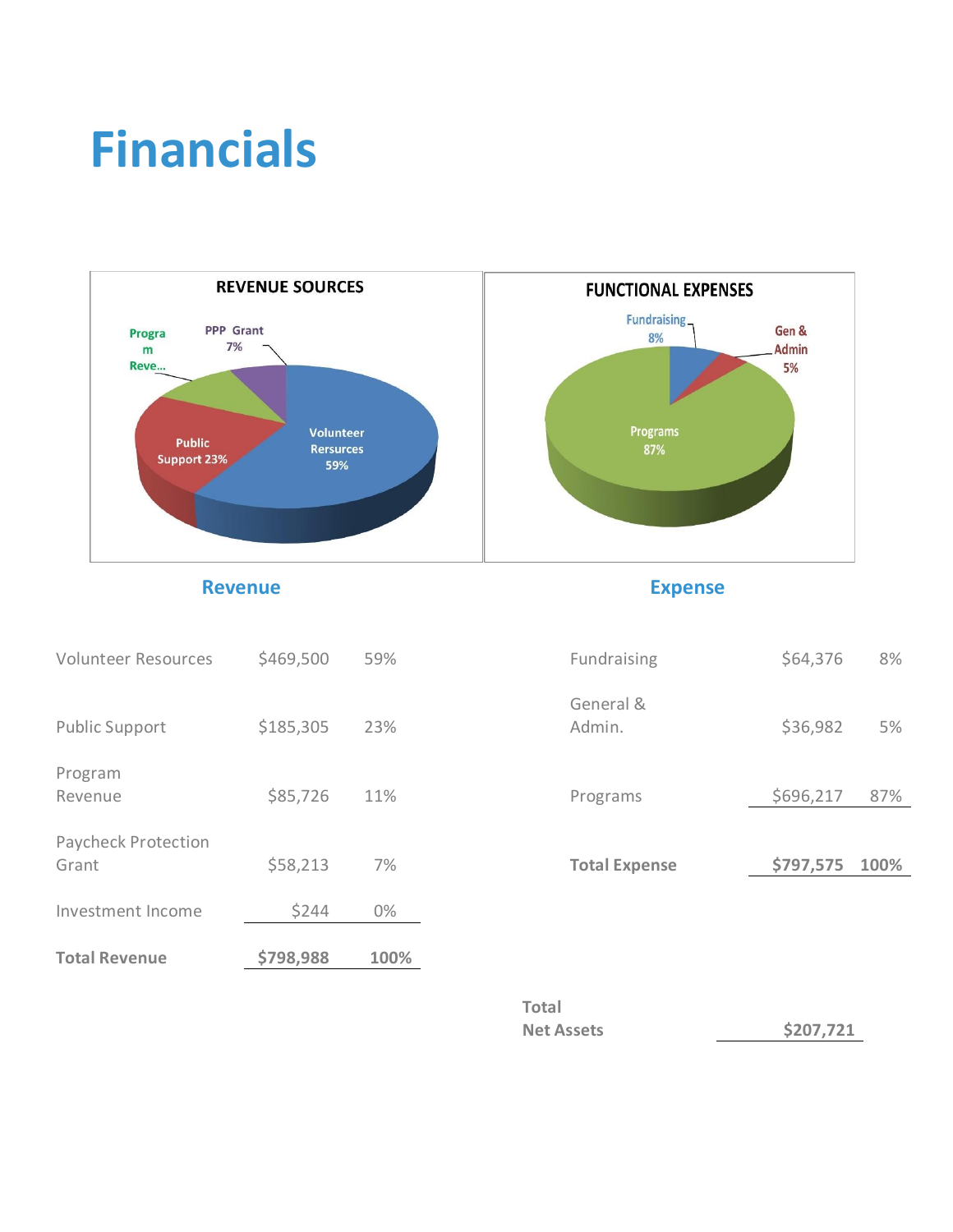# Financials

REVENUE SOURCES

FUNCTIONAL EXPENSES

### Revenue

| | | |
|---|---|---|
| Volunteer Resources | $469,500 | 59% |
| Public Support | $185,305 | 23% |
| Program Revenue | $85,726 | 11% |
| Paycheck Protection Grant | $58,213 | 7% |
| Investment Income | $244 | 0% |
| **Total Revenue** | **$798,988** | **100%** |

### Expense

| | | |
|---|---|---|
| Fundraising | $64,376 | 8% |
| General & Admin. | $36,982 | 5% |
| Programs | $696,217 | 87% |
| **Total Expense** | **$797,575** | **100%** |

| | |
|---|---|
| **Total Net Assets** | **$207,721** |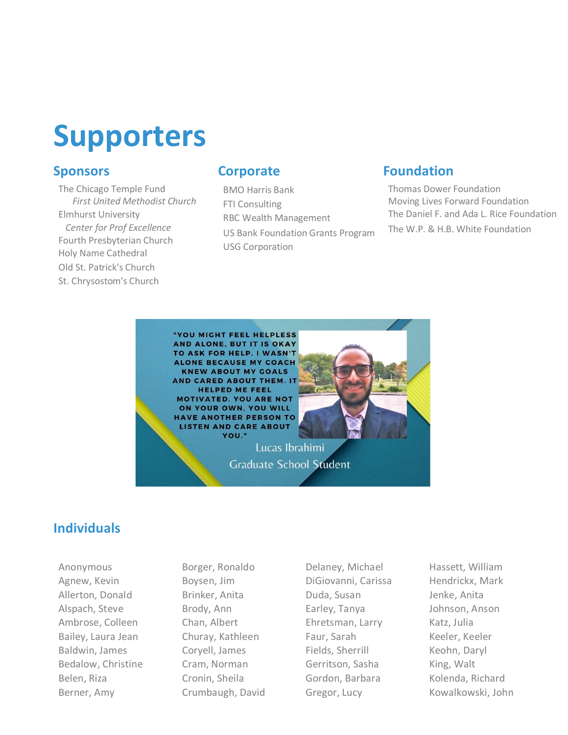# Supporters

## Sponsors

- The Chicago Temple Fund
  - *First United Methodist Church*
- Elmhurst University
  - *Center for Prof Excellence*
- Fourth Presbyterian Church
- Holy Name Cathedral
- Old St. Patrick's Church
- St. Chrysostom's Church

## Corporate

- BMO Harris Bank
- FTI Consulting
- RBC Wealth Management
- US Bank Foundation Grants Program
- USG Corporation

## Foundation

- Thomas Dower Foundation
- Moving Lives Forward Foundation
- The Daniel F. and Ada L. Rice Foundation
- The W.P. & H.B. White Foundation

"YOU MIGHT FEEL HELPLESS AND ALONE, BUT IT IS OKAY TO ASK FOR HELP. I WASN'T ALONE BECAUSE MY COACH KNEW ABOUT MY GOALS AND CARED ABOUT THEM. IT HELPED ME FEEL MOTIVATED. YOU ARE NOT ON YOUR OWN, YOU WILL HAVE ANOTHER PERSON TO LISTEN AND CARE ABOUT YOU."

Lucas Ibrahimi
Graduate School Student

## Individuals

Anonymous
Agnew, Kevin
Allerton, Donald
Alspach, Steve
Ambrose, Colleen
Bailey, Laura Jean
Baldwin, James
Bedalow, Christine
Belen, Riza
Berner, Amy
Borger, Ronaldo
Boysen, Jim
Brinker, Anita
Brody, Ann
Chan, Albert
Churay, Kathleen
Coryell, James
Cram, Norman
Cronin, Sheila
Crumbaugh, David
Delaney, Michael
DiGiovanni, Carissa
Duda, Susan
Earley, Tanya
Ehretsman, Larry
Faur, Sarah
Fields, Sherrill
Gerritson, Sasha
Gordon, Barbara
Gregor, Lucy
Hassett, William
Hendrickx, Mark
Jenke, Anita
Johnson, Anson
Katz, Julia
Keeler, Keeler
Keohn, Daryl
King, Walt
Kolenda, Richard
Kowalkowski, John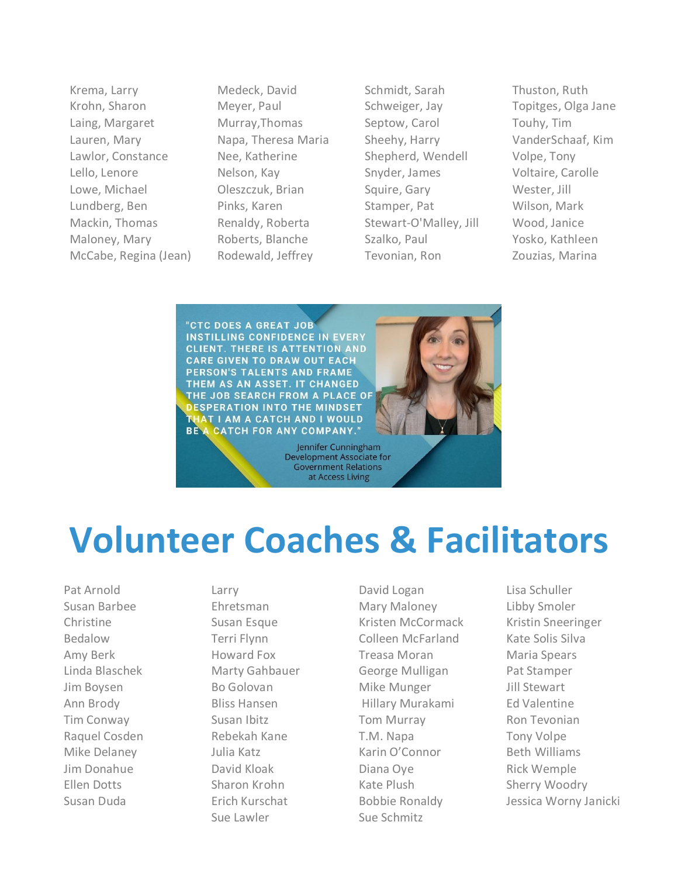Krema, Larry
Krohn, Sharon
Laing, Margaret
Lauren, Mary
Lawlor, Constance
Lello, Lenore
Lowe, Michael
Lundberg, Ben
Mackin, Thomas
Maloney, Mary
McCabe, Regina (Jean)

Medeck, David
Meyer, Paul
Murray,Thomas
Napa, Theresa Maria
Nee, Katherine
Nelson, Kay
Oleszczuk, Brian
Pinks, Karen
Renaldy, Roberta
Roberts, Blanche
Rodewald, Jeffrey

Schmidt, Sarah
Schweiger, Jay
Septow, Carol
Sheehy, Harry
Shepherd, Wendell
Snyder, James
Squire, Gary
Stamper, Pat
Stewart-O'Malley, Jill
Szalko, Paul
Tevonian, Ron

Thuston, Ruth
Topitges, Olga Jane
Touhy, Tim
VanderSchaaf, Kim
Volpe, Tony
Voltaire, Carolle
Wester, Jill
Wilson, Mark
Wood, Janice
Yosko, Kathleen
Zouzias, Marina

"CTC DOES A GREAT JOB INSTILLING CONFIDENCE IN EVERY CLIENT. THERE IS ATTENTION AND CARE GIVEN TO DRAW OUT EACH PERSON'S TALENTS AND FRAME THEM AS AN ASSET. IT CHANGED THE JOB SEARCH FROM A PLACE OF DESPERATION INTO THE MINDSET THAT I AM A CATCH AND I WOULD BE A CATCH FOR ANY COMPANY."

Jennifer Cunningham
Development Associate for Government Relations at Access Living

# Volunteer Coaches & Facilitators

Pat Arnold
Susan Barbee
Christine Bedalow
Amy Berk
Linda Blaschek
Jim Boysen
Ann Brody
Tim Conway
Raquel Cosden
Mike Delaney
Jim Donahue
Ellen Dotts
Susan Duda

Larry Ehretsman
Susan Esque
Terri Flynn
Howard Fox
Marty Gahbauer
Bo Golovan
Bliss Hansen
Susan Ibitz
Rebekah Kane
Julia Katz
David Kloak
Sharon Krohn
Erich Kurschat
Sue Lawler

David Logan
Mary Maloney
Kristen McCormack
Colleen McFarland
Treasa Moran
George Mulligan
Mike Munger
Hillary Murakami
Tom Murray
T.M. Napa
Karin O'Connor
Diana Oye
Kate Plush
Bobbie Ronaldy
Sue Schmitz

Lisa Schuller
Libby Smoler
Kristin Sneeringer
Kate Solis Silva
Maria Spears
Pat Stamper
Jill Stewart
Ed Valentine
Ron Tevonian
Tony Volpe
Beth Williams
Rick Wemple
Sherry Woodry
Jessica Worny Janicki